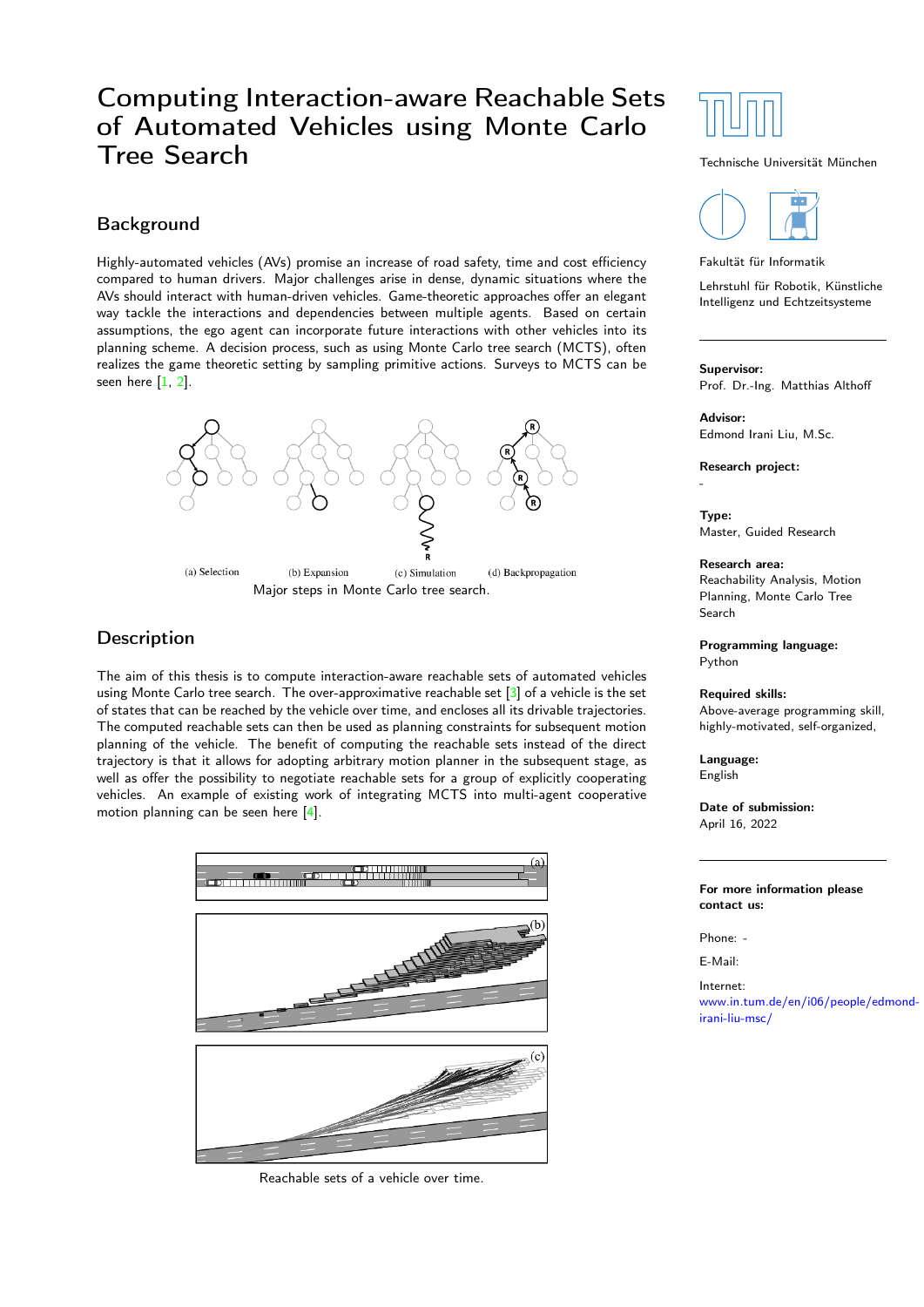# Computing Interaction-aware Reachable Sets of Automated Vehicles using Monte Carlo Tree Search

## Background

Highly-automated vehicles (AVs) promise an increase of road safety, time and cost efficiency compared to human drivers. Major challenges arise in dense, dynamic situations where the AVs should interact with human-driven vehicles. Game-theoretic approaches offer an elegant way tackle the interactions and dependencies between multiple agents. Based on certain assumptions, the ego agent can incorporate future interactions with other vehicles into its planning scheme. A decision process, such as using Monte Carlo tree search (MCTS), often realizes the game theoretic setting by sampling primitive actions. Surveys to MCTS can be seen here [1, 2].

(a) Selection (b) Expansion (c) Simulation (d) Backpropagation

Major steps in Monte Carlo tree search.

## Description

The aim of this thesis is to compute interaction-aware reachable sets of automated vehicles using Monte Carlo tree search. The over-approximative reachable set [3] of a vehicle is the set of states that can be reached by the vehicle over time, and encloses all its drivable trajectories. The computed reachable sets can then be used as planning constraints for subsequent motion planning of the vehicle. The benefit of computing the reachable sets instead of the direct trajectory is that it allows for adopting arbitrary motion planner in the subsequent stage, as well as offer the possibility to negotiate reachable sets for a group of explicitly cooperating vehicles. An example of existing work of integrating MCTS into multi-agent cooperative motion planning can be seen here [4].

Reachable sets of a vehicle over time.

Technische Universität München

Fakultät für Informatik

Lehrstuhl für Robotik, Künstliche Intelligenz und Echtzeitsysteme

**Supervisor:**
Prof. Dr.-Ing. Matthias Althoff

**Advisor:**
Edmond Irani Liu, M.Sc.

**Research project:**
-

**Type:**
Master, Guided Research

**Research area:**
Reachability Analysis, Motion Planning, Monte Carlo Tree Search

**Programming language:**
Python

**Required skills:**
Above-average programming skill, highly-motivated, self-organized,

**Language:**
English

**Date of submission:**
April 16, 2022

**For more information please contact us:**

Phone: -

E-Mail:

Internet:
www.in.tum.de/en/i06/people/edmond-irani-liu-msc/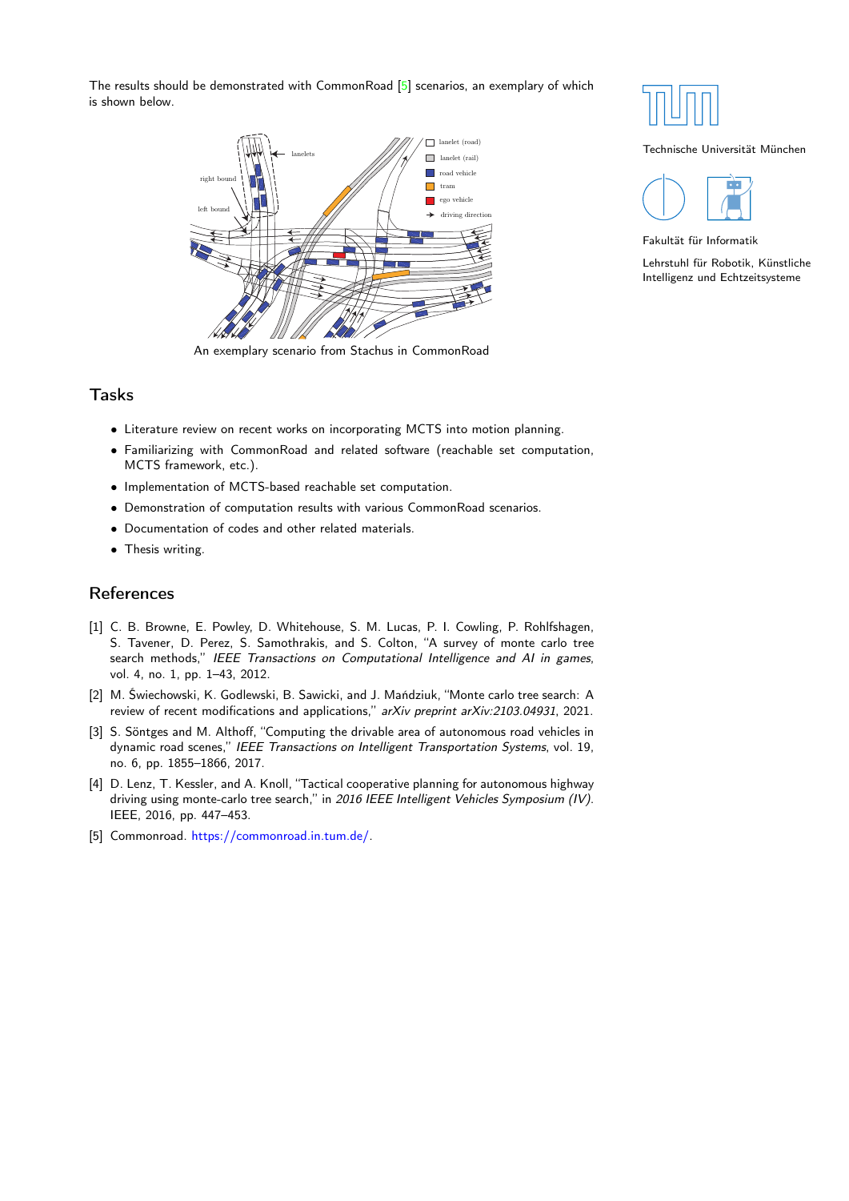The results should be demonstrated with CommonRoad [5] scenarios, an exemplary of which is shown below.

lanelets
right bound
left bound
lanelet (road)
lanelet (rail)
road vehicle
tram
ego vehicle
driving direction

An exemplary scenario from Stachus in CommonRoad

## Tasks

- Literature review on recent works on incorporating MCTS into motion planning.
- Familiarizing with CommonRoad and related software (reachable set computation, MCTS framework, etc.).
- Implementation of MCTS-based reachable set computation.
- Demonstration of computation results with various CommonRoad scenarios.
- Documentation of codes and other related materials.
- Thesis writing.

## References

[1] C. B. Browne, E. Powley, D. Whitehouse, S. M. Lucas, P. I. Cowling, P. Rohlfshagen, S. Tavener, D. Perez, S. Samothrakis, and S. Colton, "A survey of monte carlo tree search methods," *IEEE Transactions on Computational Intelligence and AI in games*, vol. 4, no. 1, pp. 1–43, 2012.

[2] M. Świechowski, K. Godlewski, B. Sawicki, and J. Mańdziuk, "Monte carlo tree search: A review of recent modifications and applications," *arXiv preprint arXiv:2103.04931*, 2021.

[3] S. Söntges and M. Althoff, "Computing the drivable area of autonomous road vehicles in dynamic road scenes," *IEEE Transactions on Intelligent Transportation Systems*, vol. 19, no. 6, pp. 1855–1866, 2017.

[4] D. Lenz, T. Kessler, and A. Knoll, "Tactical cooperative planning for autonomous highway driving using monte-carlo tree search," in *2016 IEEE Intelligent Vehicles Symposium (IV)*. IEEE, 2016, pp. 447–453.

[5] Commonroad. https://commonroad.in.tum.de/.